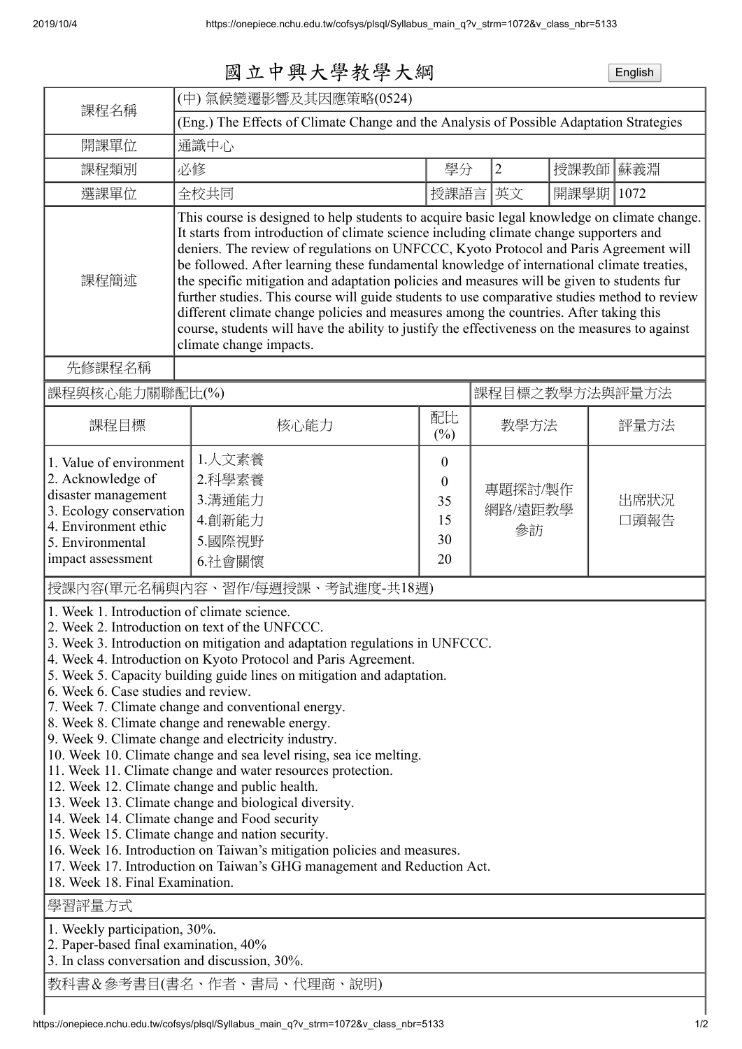# 國立中興大學教學大綱

English

| 課程名稱 | (中) 氣候變遷影響及其因應策略(0524) | | | | |
|---|---|---|---|---|---|
| | (Eng.) The Effects of Climate Change and the Analysis of Possible Adaptation Strategies | | | | |
| 開課單位 | 通識中心 | | | | |
| 課程類別 | 必修 | 學分 | 2 | 授課教師 | 蘇義淵 |
| 選課單位 | 全校共同 | 授課語言 | 英文 | 開課學期 | 1072 |
| 課程簡述 | This course is designed to help students to acquire basic legal knowledge on climate change. It starts from introduction of climate science including climate change supporters and deniers. The review of regulations on UNFCCC, Kyoto Protocol and Paris Agreement will be followed. After learning these fundamental knowledge of international climate treaties, the specific mitigation and adaptation policies and measures will be given to students fur further studies. This course will guide students to use comparative studies method to review different climate change policies and measures among the countries. After taking this course, students will have the ability to justify the effectiveness on the measures to against climate change impacts. | | | | |
| 先修課程名稱 | | | | | |

| 課程與核心能力關聯配比(%) | | | 課程目標之教學方法與評量方法 | |
|---|---|---|---|---|
| 課程目標 | 核心能力 | 配比(%) | 教學方法 | 評量方法 |
| 1. Value of environment<br>2. Acknowledge of disaster management<br>3. Ecology conservation<br>4. Environment ethic<br>5. Environmental impact assessment | 1.人文素養<br>2.科學素養<br>3.溝通能力<br>4.創新能力<br>5.國際視野<br>6.社會關懷 | 0<br>0<br>35<br>15<br>30<br>20 | 專題探討/製作<br>網路/遠距教學<br>參訪 | 出席狀況<br>口頭報告 |

授課內容(單元名稱與內容、習作/每週授課、考試進度-共18週)

1. Week 1. Introduction of climate science.
2. Week 2. Introduction on text of the UNFCCC.
3. Week 3. Introduction on mitigation and adaptation regulations in UNFCCC.
4. Week 4. Introduction on Kyoto Protocol and Paris Agreement.
5. Week 5. Capacity building guide lines on mitigation and adaptation.
6. Week 6. Case studies and review.
7. Week 7. Climate change and conventional energy.
8. Week 8. Climate change and renewable energy.
9. Week 9. Climate change and electricity industry.
10. Week 10. Climate change and sea level rising, sea ice melting.
11. Week 11. Climate change and water resources protection.
12. Week 12. Climate change and public health.
13. Week 13. Climate change and biological diversity.
14. Week 14. Climate change and Food security
15. Week 15. Climate change and nation security.
16. Week 16. Introduction on Taiwan's mitigation policies and measures.
17. Week 17. Introduction on Taiwan's GHG management and Reduction Act.
18. Week 18. Final Examination.

學習評量方式

1. Weekly participation, 30%.
2. Paper-based final examination, 40%
3. In class conversation and discussion, 30%.

教科書＆參考書目(書名、作者、書局、代理商、說明)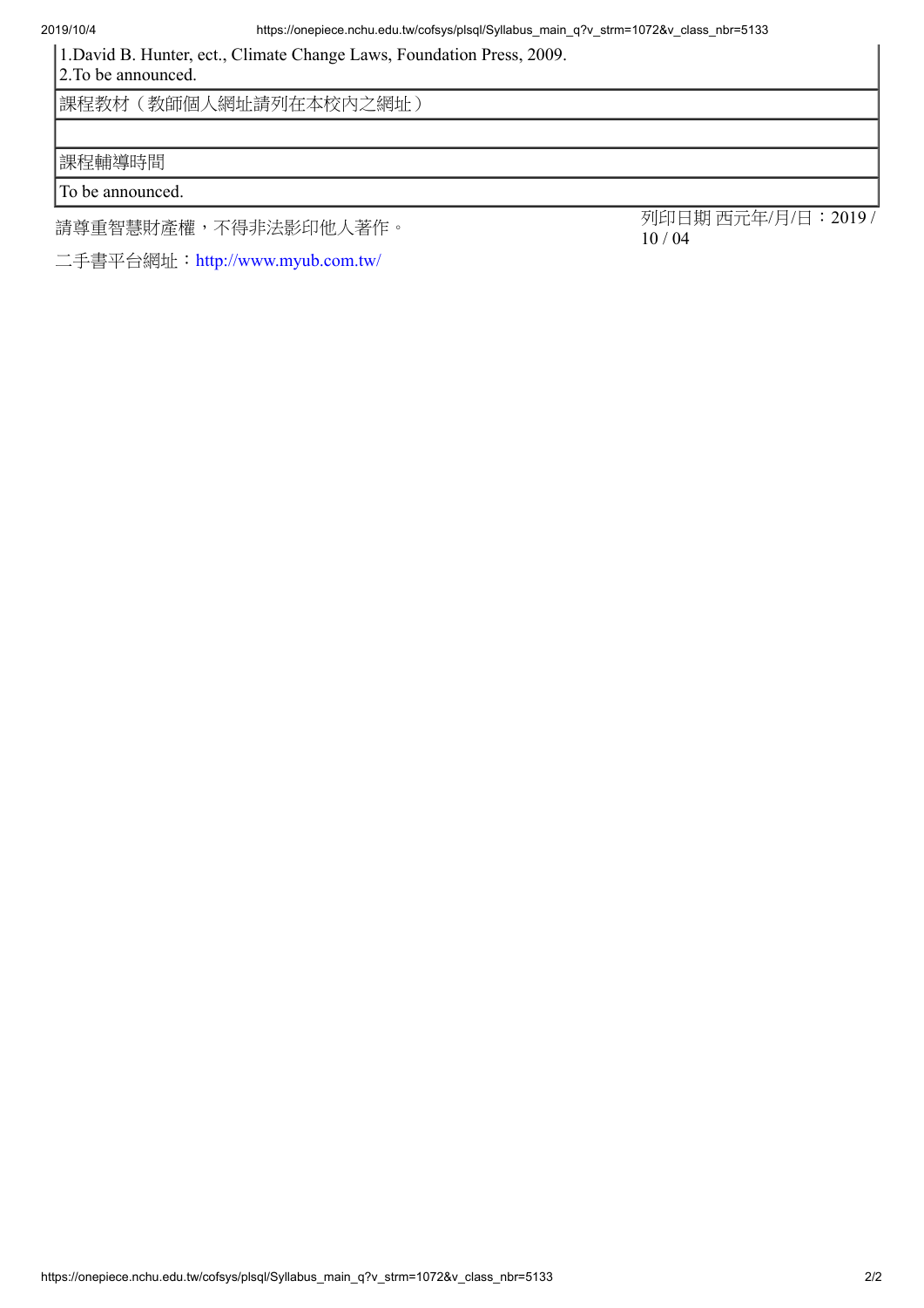| |
|---|
| 1.David B. Hunter, ect., Climate Change Laws, Foundation Press, 2009.<br>2.To be announced. |
| 課程教材（教師個人網址請列在本校內之網址） |
| |
| 課程輔導時間 |
| To be announced. |

請尊重智慧財產權，不得非法影印他人著作。

列印日期 西元年/月/日：2019 / 10 / 04

二手書平台網址：http://www.myub.com.tw/